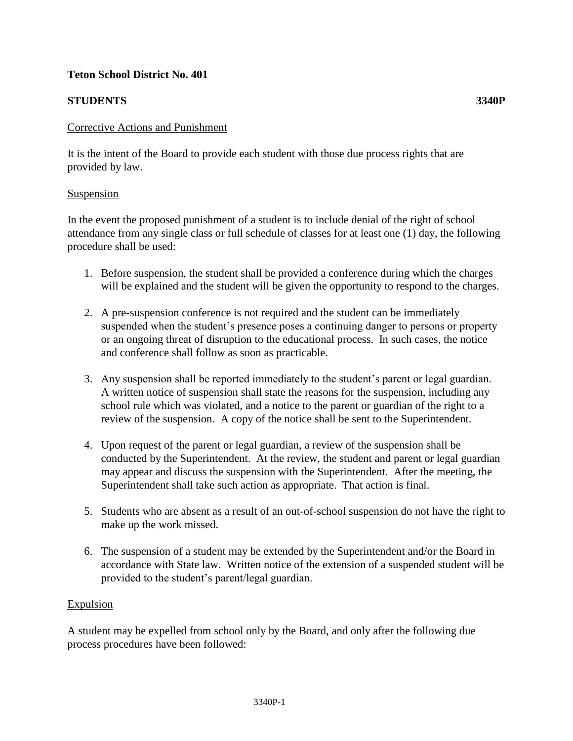**Teton School District No. 401**

**STUDENTS** **3340P**

Corrective Actions and Punishment

It is the intent of the Board to provide each student with those due process rights that are provided by law.

Suspension

In the event the proposed punishment of a student is to include denial of the right of school attendance from any single class or full schedule of classes for at least one (1) day, the following procedure shall be used:

1. Before suspension, the student shall be provided a conference during which the charges will be explained and the student will be given the opportunity to respond to the charges.
2. A pre-suspension conference is not required and the student can be immediately suspended when the student's presence poses a continuing danger to persons or property or an ongoing threat of disruption to the educational process. In such cases, the notice and conference shall follow as soon as practicable.
3. Any suspension shall be reported immediately to the student's parent or legal guardian. A written notice of suspension shall state the reasons for the suspension, including any school rule which was violated, and a notice to the parent or guardian of the right to a review of the suspension. A copy of the notice shall be sent to the Superintendent.
4. Upon request of the parent or legal guardian, a review of the suspension shall be conducted by the Superintendent. At the review, the student and parent or legal guardian may appear and discuss the suspension with the Superintendent. After the meeting, the Superintendent shall take such action as appropriate. That action is final.
5. Students who are absent as a result of an out-of-school suspension do not have the right to make up the work missed.
6. The suspension of a student may be extended by the Superintendent and/or the Board in accordance with State law. Written notice of the extension of a suspended student will be provided to the student's parent/legal guardian.

Expulsion

A student may be expelled from school only by the Board, and only after the following due process procedures have been followed: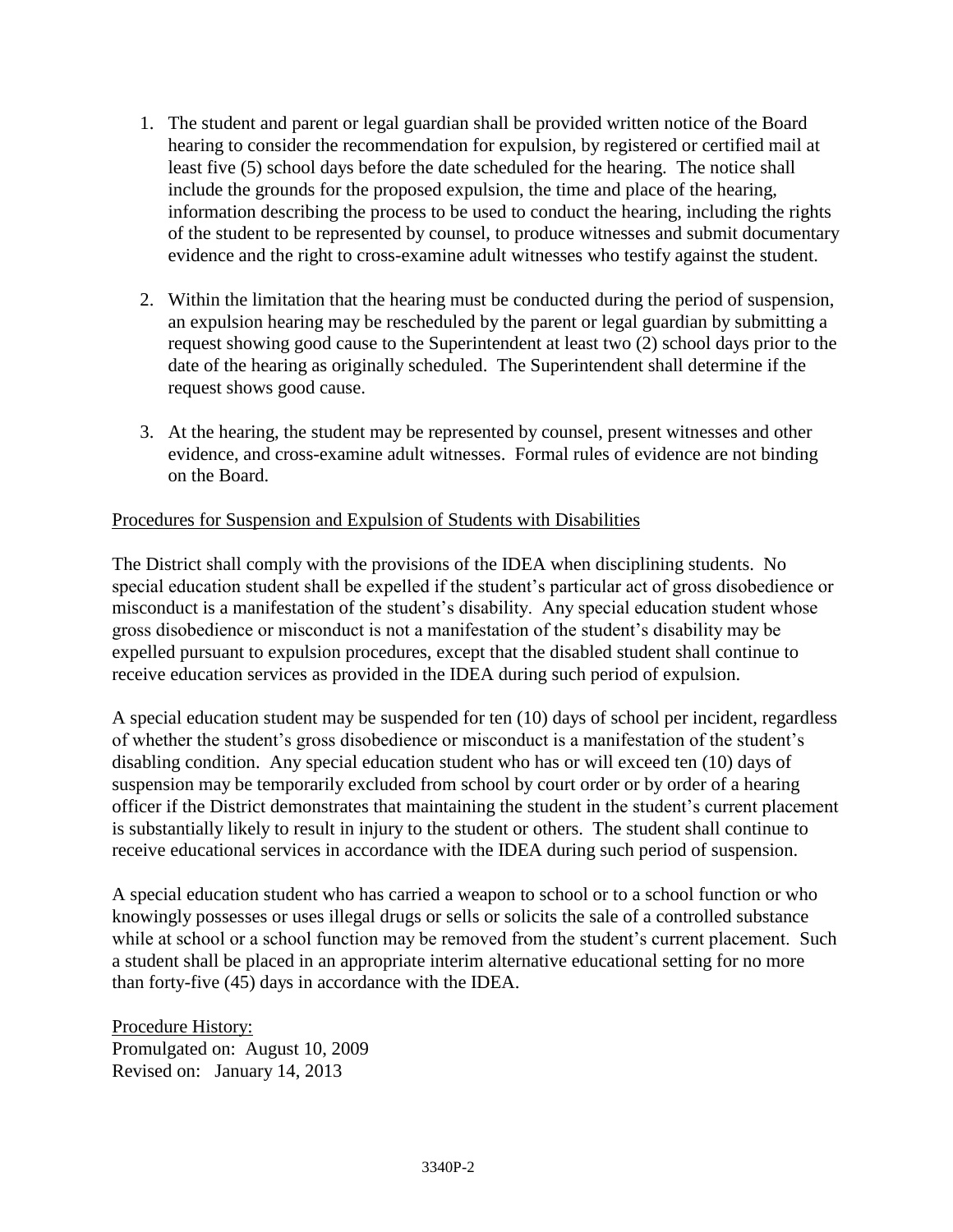1. The student and parent or legal guardian shall be provided written notice of the Board hearing to consider the recommendation for expulsion, by registered or certified mail at least five (5) school days before the date scheduled for the hearing. The notice shall include the grounds for the proposed expulsion, the time and place of the hearing, information describing the process to be used to conduct the hearing, including the rights of the student to be represented by counsel, to produce witnesses and submit documentary evidence and the right to cross-examine adult witnesses who testify against the student.

2. Within the limitation that the hearing must be conducted during the period of suspension, an expulsion hearing may be rescheduled by the parent or legal guardian by submitting a request showing good cause to the Superintendent at least two (2) school days prior to the date of the hearing as originally scheduled. The Superintendent shall determine if the request shows good cause.

3. At the hearing, the student may be represented by counsel, present witnesses and other evidence, and cross-examine adult witnesses. Formal rules of evidence are not binding on the Board.

<u>Procedures for Suspension and Expulsion of Students with Disabilities</u>

The District shall comply with the provisions of the IDEA when disciplining students. No special education student shall be expelled if the student's particular act of gross disobedience or misconduct is a manifestation of the student's disability. Any special education student whose gross disobedience or misconduct is not a manifestation of the student's disability may be expelled pursuant to expulsion procedures, except that the disabled student shall continue to receive education services as provided in the IDEA during such period of expulsion.

A special education student may be suspended for ten (10) days of school per incident, regardless of whether the student's gross disobedience or misconduct is a manifestation of the student's disabling condition. Any special education student who has or will exceed ten (10) days of suspension may be temporarily excluded from school by court order or by order of a hearing officer if the District demonstrates that maintaining the student in the student's current placement is substantially likely to result in injury to the student or others. The student shall continue to receive educational services in accordance with the IDEA during such period of suspension.

A special education student who has carried a weapon to school or to a school function or who knowingly possesses or uses illegal drugs or sells or solicits the sale of a controlled substance while at school or a school function may be removed from the student's current placement. Such a student shall be placed in an appropriate interim alternative educational setting for no more than forty-five (45) days in accordance with the IDEA.

<u>Procedure History:</u>
Promulgated on: August 10, 2009
Revised on: January 14, 2013